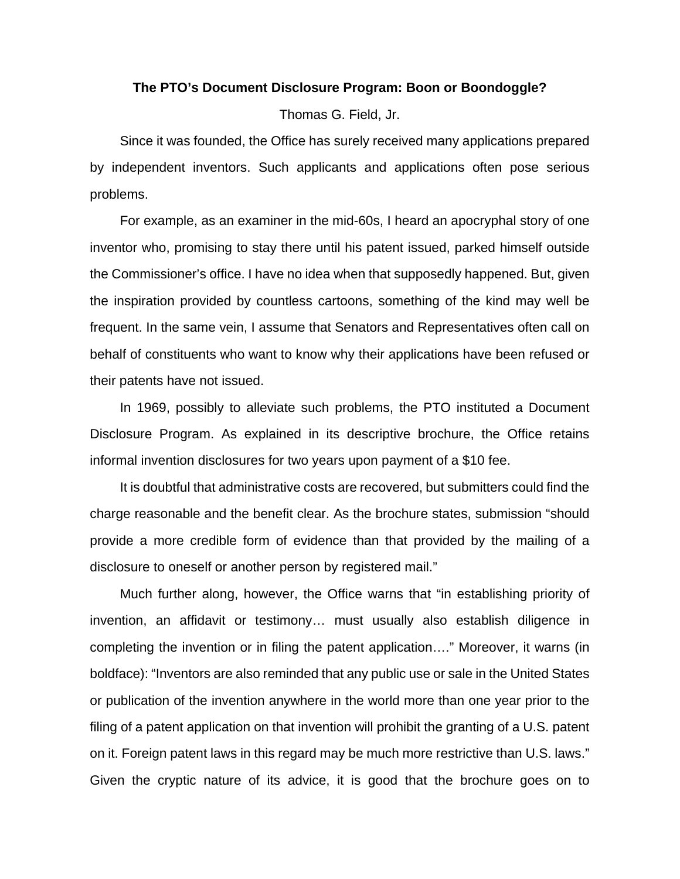# The PTO's Document Disclosure Program: Boon or Boondoggle?

Thomas G. Field, Jr.

Since it was founded, the Office has surely received many applications prepared by independent inventors. Such applicants and applications often pose serious problems.

For example, as an examiner in the mid-60s, I heard an apocryphal story of one inventor who, promising to stay there until his patent issued, parked himself outside the Commissioner's office. I have no idea when that supposedly happened. But, given the inspiration provided by countless cartoons, something of the kind may well be frequent. In the same vein, I assume that Senators and Representatives often call on behalf of constituents who want to know why their applications have been refused or their patents have not issued.

In 1969, possibly to alleviate such problems, the PTO instituted a Document Disclosure Program. As explained in its descriptive brochure, the Office retains informal invention disclosures for two years upon payment of a $10 fee.

It is doubtful that administrative costs are recovered, but submitters could find the charge reasonable and the benefit clear. As the brochure states, submission "should provide a more credible form of evidence than that provided by the mailing of a disclosure to oneself or another person by registered mail."

Much further along, however, the Office warns that "in establishing priority of invention, an affidavit or testimony… must usually also establish diligence in completing the invention or in filing the patent application…." Moreover, it warns (in boldface): "Inventors are also reminded that any public use or sale in the United States or publication of the invention anywhere in the world more than one year prior to the filing of a patent application on that invention will prohibit the granting of a U.S. patent on it. Foreign patent laws in this regard may be much more restrictive than U.S. laws." Given the cryptic nature of its advice, it is good that the brochure goes on to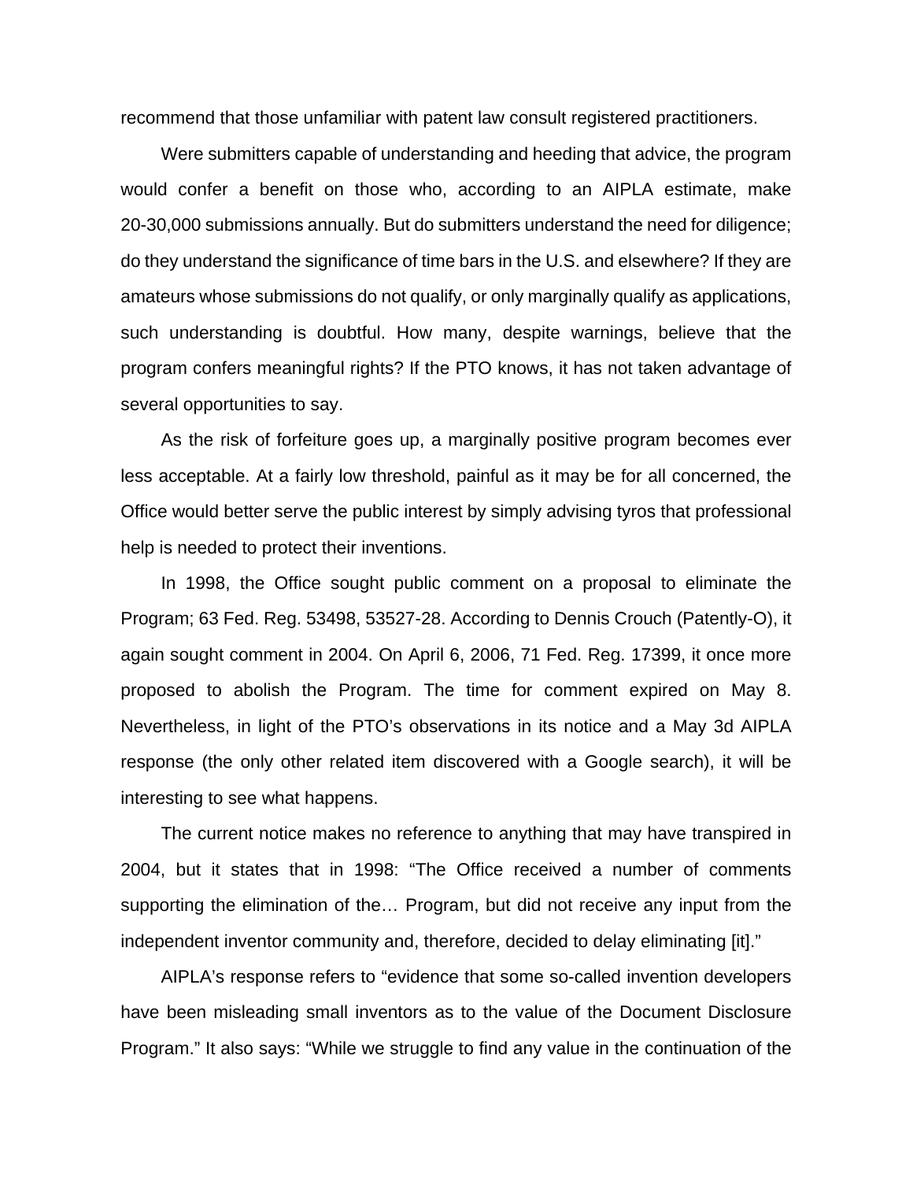recommend that those unfamiliar with patent law consult registered practitioners.

Were submitters capable of understanding and heeding that advice, the program would confer a benefit on those who, according to an AIPLA estimate, make 20-30,000 submissions annually. But do submitters understand the need for diligence; do they understand the significance of time bars in the U.S. and elsewhere? If they are amateurs whose submissions do not qualify, or only marginally qualify as applications, such understanding is doubtful. How many, despite warnings, believe that the program confers meaningful rights? If the PTO knows, it has not taken advantage of several opportunities to say.

As the risk of forfeiture goes up, a marginally positive program becomes ever less acceptable. At a fairly low threshold, painful as it may be for all concerned, the Office would better serve the public interest by simply advising tyros that professional help is needed to protect their inventions.

In 1998, the Office sought public comment on a proposal to eliminate the Program; 63 Fed. Reg. 53498, 53527-28. According to Dennis Crouch (Patently-O), it again sought comment in 2004. On April 6, 2006, 71 Fed. Reg. 17399, it once more proposed to abolish the Program. The time for comment expired on May 8. Nevertheless, in light of the PTO's observations in its notice and a May 3d AIPLA response (the only other related item discovered with a Google search), it will be interesting to see what happens.

The current notice makes no reference to anything that may have transpired in 2004, but it states that in 1998: "The Office received a number of comments supporting the elimination of the… Program, but did not receive any input from the independent inventor community and, therefore, decided to delay eliminating [it]."

AIPLA's response refers to "evidence that some so-called invention developers have been misleading small inventors as to the value of the Document Disclosure Program." It also says: "While we struggle to find any value in the continuation of the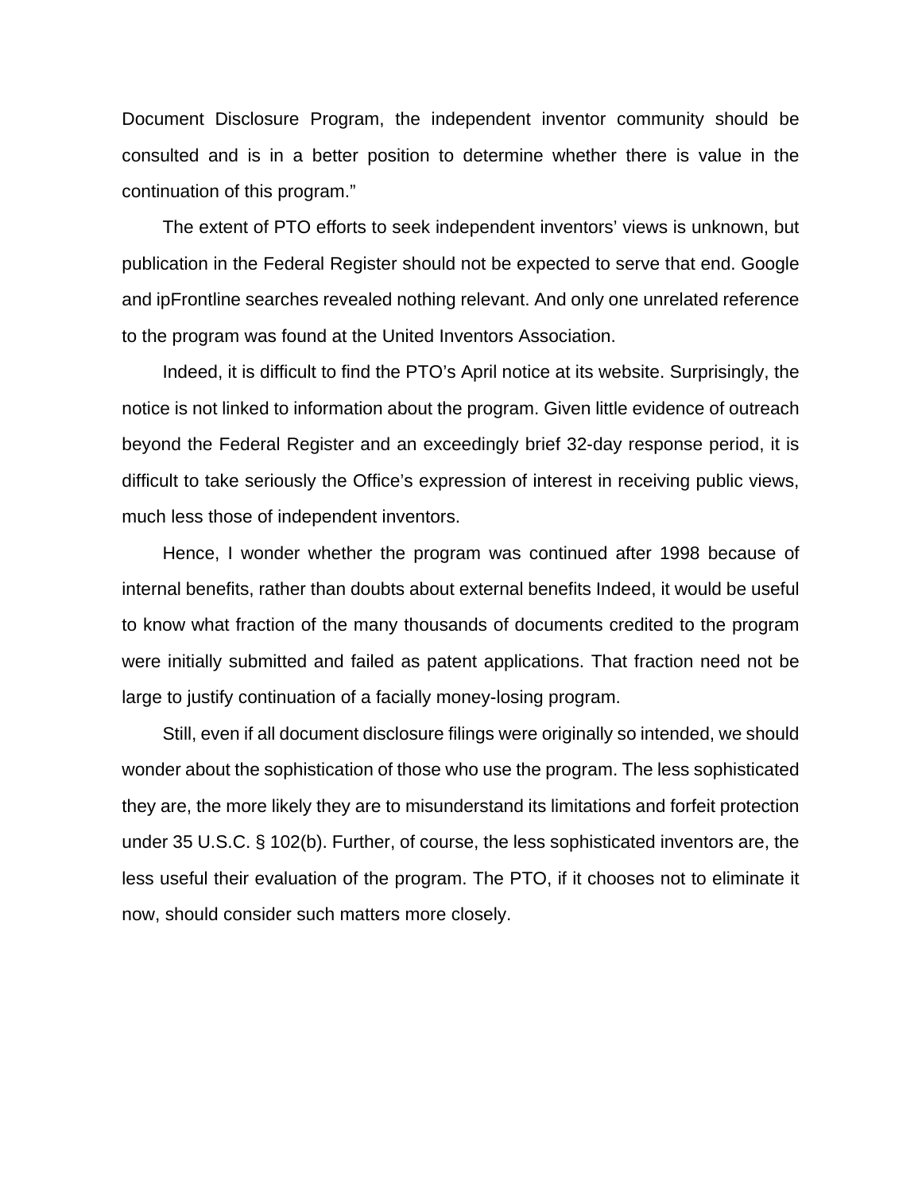Document Disclosure Program, the independent inventor community should be consulted and is in a better position to determine whether there is value in the continuation of this program."

The extent of PTO efforts to seek independent inventors' views is unknown, but publication in the Federal Register should not be expected to serve that end. Google and ipFrontline searches revealed nothing relevant. And only one unrelated reference to the program was found at the United Inventors Association.

Indeed, it is difficult to find the PTO's April notice at its website. Surprisingly, the notice is not linked to information about the program. Given little evidence of outreach beyond the Federal Register and an exceedingly brief 32-day response period, it is difficult to take seriously the Office's expression of interest in receiving public views, much less those of independent inventors.

Hence, I wonder whether the program was continued after 1998 because of internal benefits, rather than doubts about external benefits Indeed, it would be useful to know what fraction of the many thousands of documents credited to the program were initially submitted and failed as patent applications. That fraction need not be large to justify continuation of a facially money-losing program.

Still, even if all document disclosure filings were originally so intended, we should wonder about the sophistication of those who use the program. The less sophisticated they are, the more likely they are to misunderstand its limitations and forfeit protection under 35 U.S.C. § 102(b). Further, of course, the less sophisticated inventors are, the less useful their evaluation of the program. The PTO, if it chooses not to eliminate it now, should consider such matters more closely.